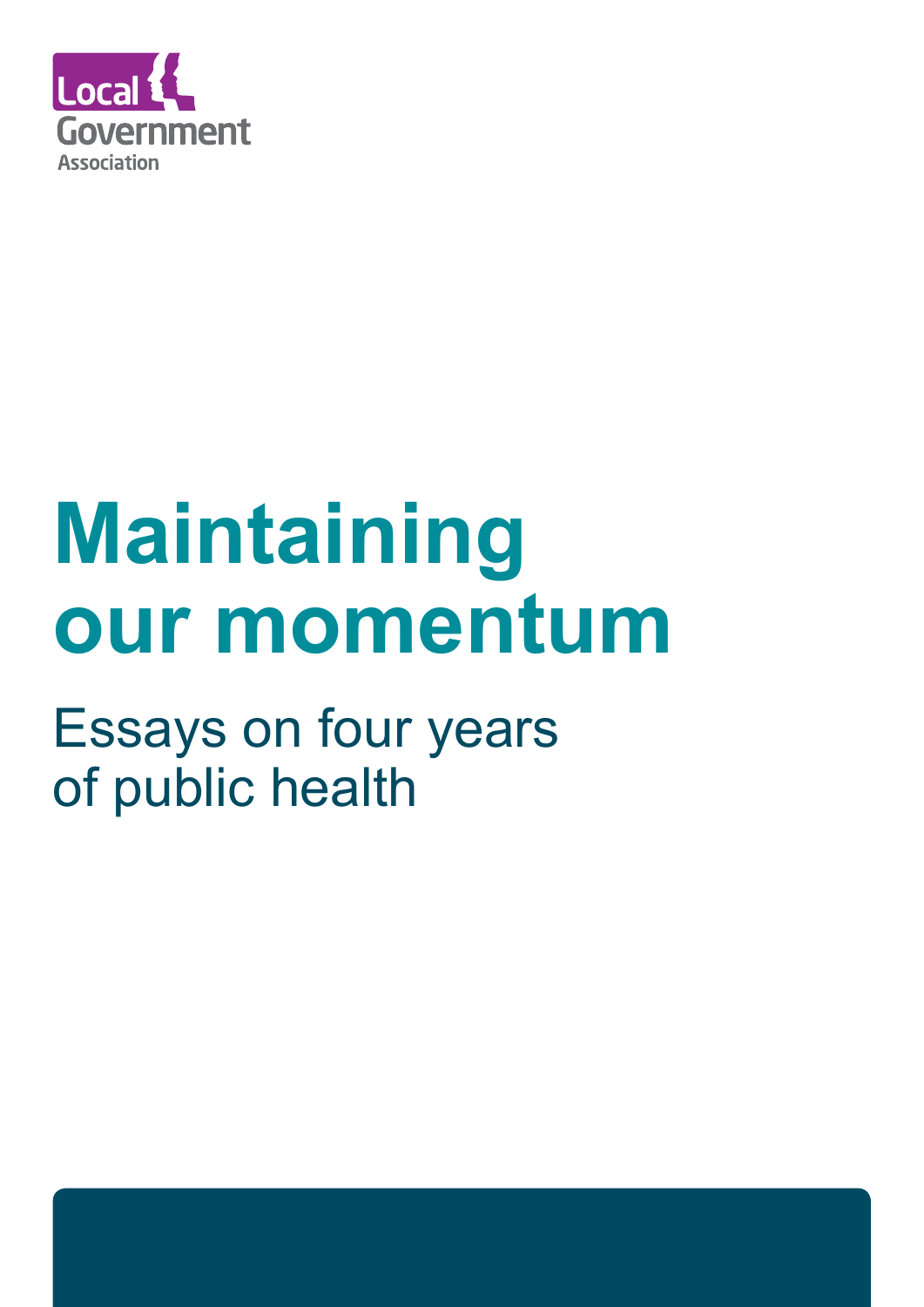Local Government Association

# Maintaining our momentum

## Essays on four years of public health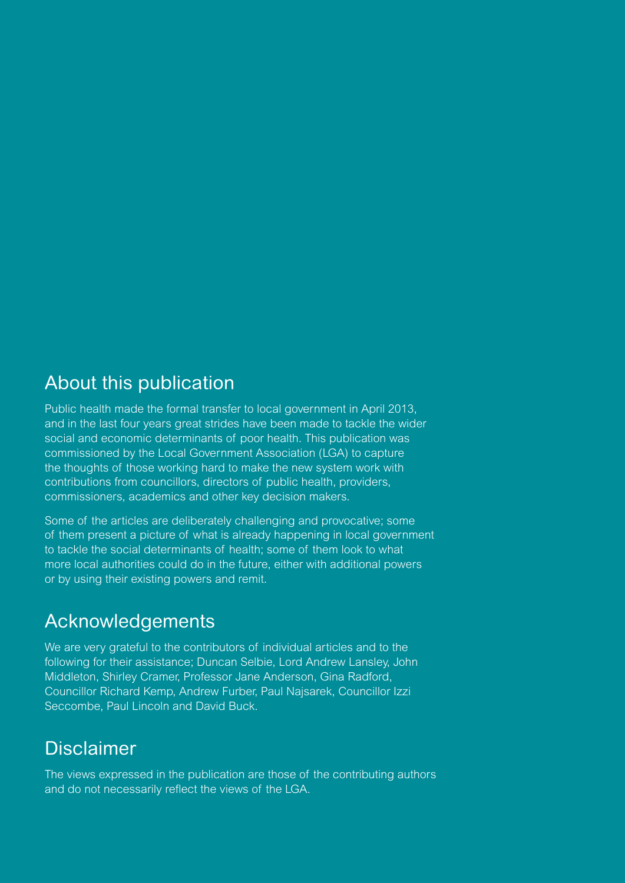## About this publication

Public health made the formal transfer to local government in April 2013, and in the last four years great strides have been made to tackle the wider social and economic determinants of poor health. This publication was commissioned by the Local Government Association (LGA) to capture the thoughts of those working hard to make the new system work with contributions from councillors, directors of public health, providers, commissioners, academics and other key decision makers.

Some of the articles are deliberately challenging and provocative; some of them present a picture of what is already happening in local government to tackle the social determinants of health; some of them look to what more local authorities could do in the future, either with additional powers or by using their existing powers and remit.

## Acknowledgements

We are very grateful to the contributors of individual articles and to the following for their assistance; Duncan Selbie, Lord Andrew Lansley, John Middleton, Shirley Cramer, Professor Jane Anderson, Gina Radford, Councillor Richard Kemp, Andrew Furber, Paul Najsarek, Councillor Izzi Seccombe, Paul Lincoln and David Buck.

## Disclaimer

The views expressed in the publication are those of the contributing authors and do not necessarily reflect the views of the LGA.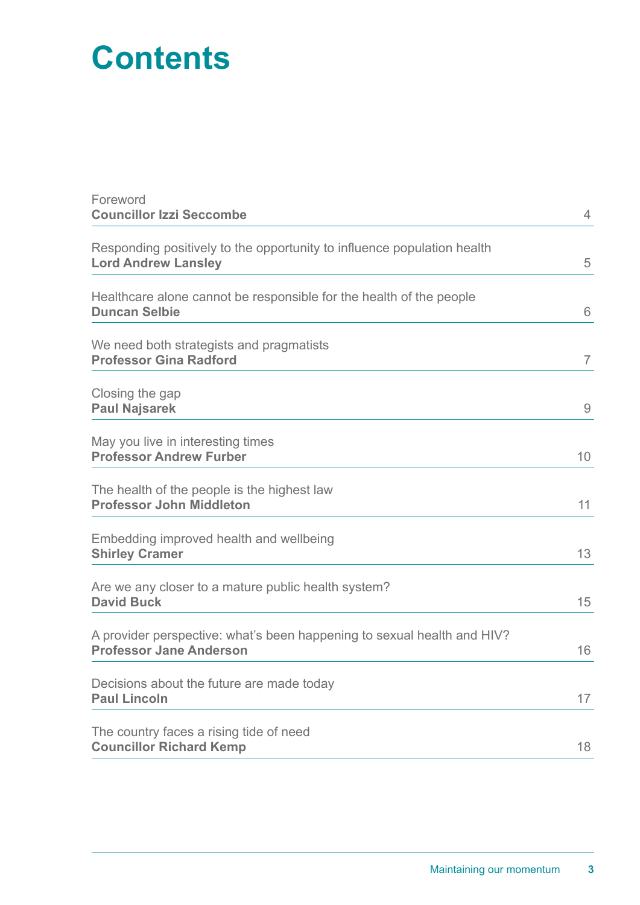# Contents

| | |
|---|---|
| Foreword<br>**Councillor Izzi Seccombe** | 4 |
| Responding positively to the opportunity to influence population health<br>**Lord Andrew Lansley** | 5 |
| Healthcare alone cannot be responsible for the health of the people<br>**Duncan Selbie** | 6 |
| We need both strategists and pragmatists<br>**Professor Gina Radford** | 7 |
| Closing the gap<br>**Paul Najsarek** | 9 |
| May you live in interesting times<br>**Professor Andrew Furber** | 10 |
| The health of the people is the highest law<br>**Professor John Middleton** | 11 |
| Embedding improved health and wellbeing<br>**Shirley Cramer** | 13 |
| Are we any closer to a mature public health system?<br>**David Buck** | 15 |
| A provider perspective: what's been happening to sexual health and HIV?<br>**Professor Jane Anderson** | 16 |
| Decisions about the future are made today<br>**Paul Lincoln** | 17 |
| The country faces a rising tide of need<br>**Councillor Richard Kemp** | 18 |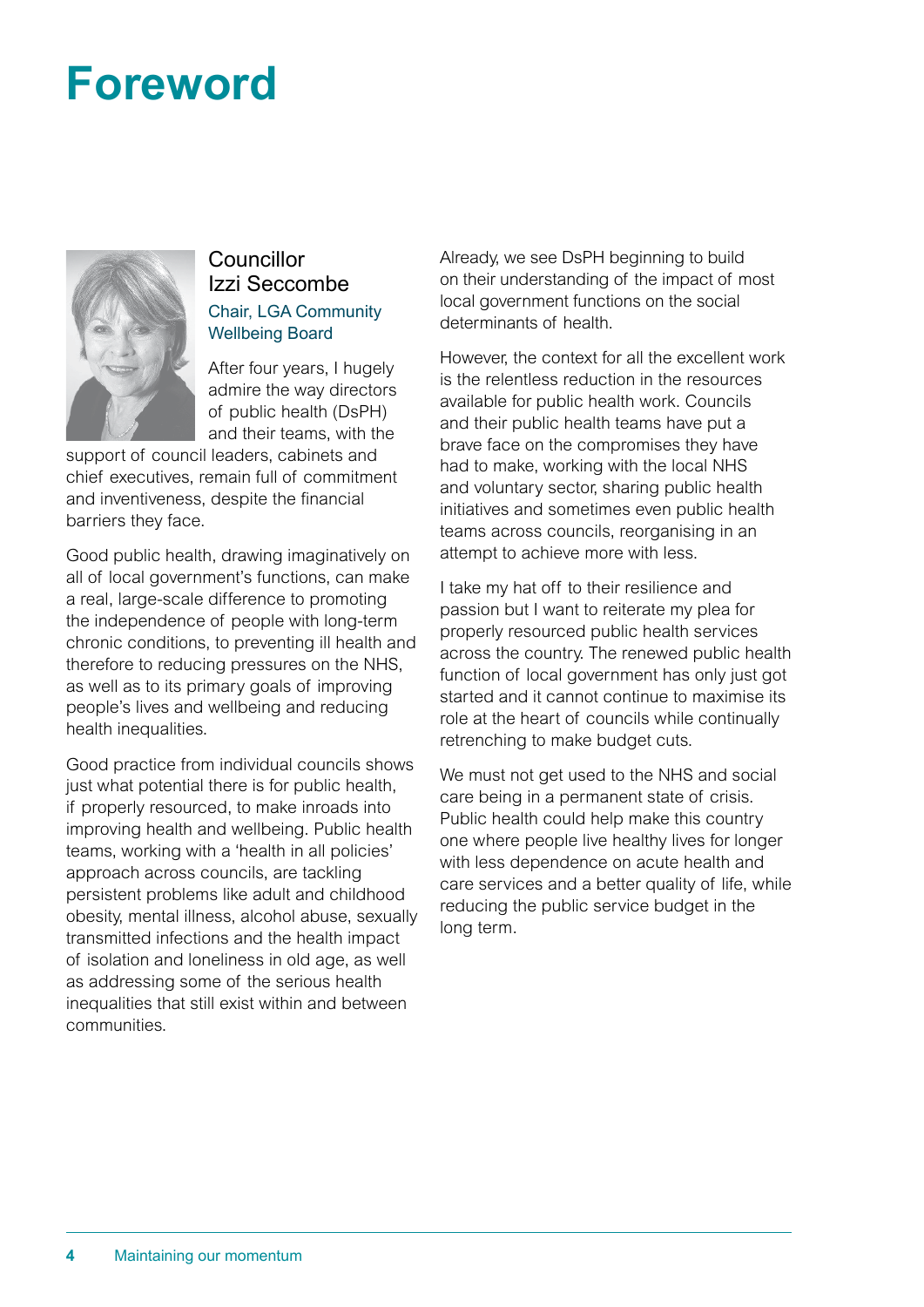# Foreword

**Councillor Izzi Seccombe**
Chair, LGA Community Wellbeing Board

After four years, I hugely admire the way directors of public health (DsPH) and their teams, with the support of council leaders, cabinets and chief executives, remain full of commitment and inventiveness, despite the financial barriers they face.

Good public health, drawing imaginatively on all of local government's functions, can make a real, large-scale difference to promoting the independence of people with long-term chronic conditions, to preventing ill health and therefore to reducing pressures on the NHS, as well as to its primary goals of improving people's lives and wellbeing and reducing health inequalities.

Good practice from individual councils shows just what potential there is for public health, if properly resourced, to make inroads into improving health and wellbeing. Public health teams, working with a 'health in all policies' approach across councils, are tackling persistent problems like adult and childhood obesity, mental illness, alcohol abuse, sexually transmitted infections and the health impact of isolation and loneliness in old age, as well as addressing some of the serious health inequalities that still exist within and between communities.

Already, we see DsPH beginning to build on their understanding of the impact of most local government functions on the social determinants of health.

However, the context for all the excellent work is the relentless reduction in the resources available for public health work. Councils and their public health teams have put a brave face on the compromises they have had to make, working with the local NHS and voluntary sector, sharing public health initiatives and sometimes even public health teams across councils, reorganising in an attempt to achieve more with less.

I take my hat off to their resilience and passion but I want to reiterate my plea for properly resourced public health services across the country. The renewed public health function of local government has only just got started and it cannot continue to maximise its role at the heart of councils while continually retrenching to make budget cuts.

We must not get used to the NHS and social care being in a permanent state of crisis. Public health could help make this country one where people live healthy lives for longer with less dependence on acute health and care services and a better quality of life, while reducing the public service budget in the long term.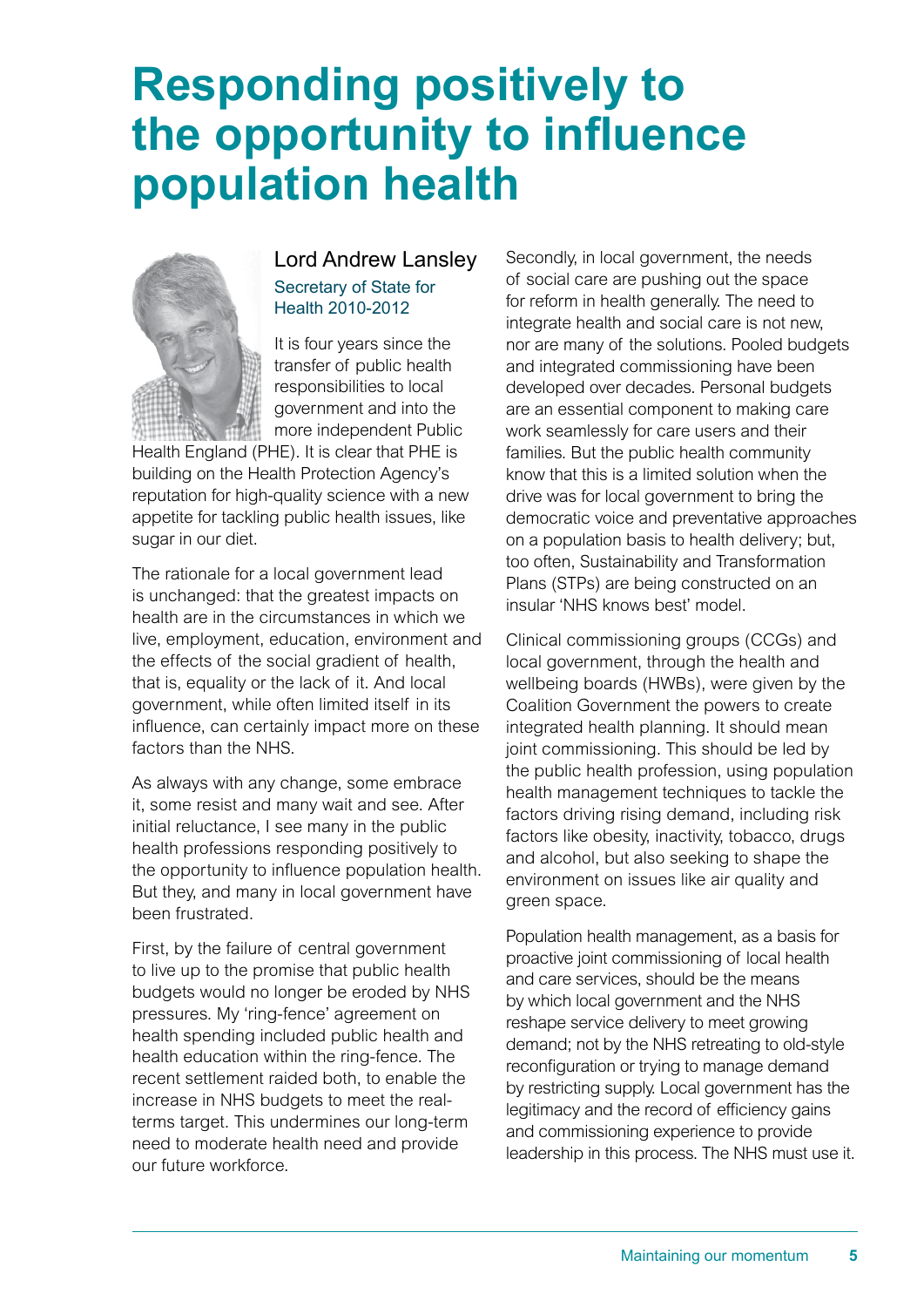# Responding positively to the opportunity to influence population health

## Lord Andrew Lansley

Secretary of State for Health 2010-2012

It is four years since the transfer of public health responsibilities to local government and into the more independent Public Health England (PHE). It is clear that PHE is building on the Health Protection Agency's reputation for high-quality science with a new appetite for tackling public health issues, like sugar in our diet.

The rationale for a local government lead is unchanged: that the greatest impacts on health are in the circumstances in which we live, employment, education, environment and the effects of the social gradient of health, that is, equality or the lack of it. And local government, while often limited itself in its influence, can certainly impact more on these factors than the NHS.

As always with any change, some embrace it, some resist and many wait and see. After initial reluctance, I see many in the public health professions responding positively to the opportunity to influence population health. But they, and many in local government have been frustrated.

First, by the failure of central government to live up to the promise that public health budgets would no longer be eroded by NHS pressures. My 'ring-fence' agreement on health spending included public health and health education within the ring-fence. The recent settlement raided both, to enable the increase in NHS budgets to meet the real-terms target. This undermines our long-term need to moderate health need and provide our future workforce.

Secondly, in local government, the needs of social care are pushing out the space for reform in health generally. The need to integrate health and social care is not new, nor are many of the solutions. Pooled budgets and integrated commissioning have been developed over decades. Personal budgets are an essential component to making care work seamlessly for care users and their families. But the public health community know that this is a limited solution when the drive was for local government to bring the democratic voice and preventative approaches on a population basis to health delivery; but, too often, Sustainability and Transformation Plans (STPs) are being constructed on an insular 'NHS knows best' model.

Clinical commissioning groups (CCGs) and local government, through the health and wellbeing boards (HWBs), were given by the Coalition Government the powers to create integrated health planning. It should mean joint commissioning. This should be led by the public health profession, using population health management techniques to tackle the factors driving rising demand, including risk factors like obesity, inactivity, tobacco, drugs and alcohol, but also seeking to shape the environment on issues like air quality and green space.

Population health management, as a basis for proactive joint commissioning of local health and care services, should be the means by which local government and the NHS reshape service delivery to meet growing demand; not by the NHS retreating to old-style reconfiguration or trying to manage demand by restricting supply. Local government has the legitimacy and the record of efficiency gains and commissioning experience to provide leadership in this process. The NHS must use it.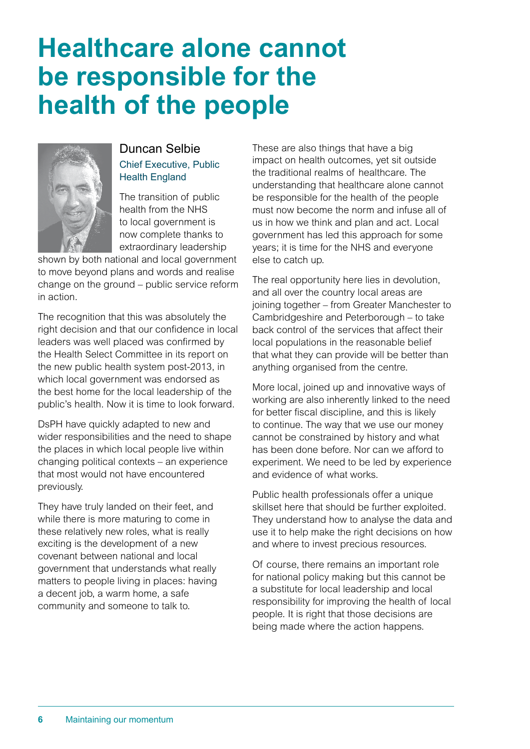# Healthcare alone cannot be responsible for the health of the people

Duncan Selbie

Chief Executive, Public Health England

The transition of public health from the NHS to local government is now complete thanks to extraordinary leadership shown by both national and local government to move beyond plans and words and realise change on the ground – public service reform in action.

The recognition that this was absolutely the right decision and that our confidence in local leaders was well placed was confirmed by the Health Select Committee in its report on the new public health system post-2013, in which local government was endorsed as the best home for the local leadership of the public's health. Now it is time to look forward.

DsPH have quickly adapted to new and wider responsibilities and the need to shape the places in which local people live within changing political contexts – an experience that most would not have encountered previously.

They have truly landed on their feet, and while there is more maturing to come in these relatively new roles, what is really exciting is the development of a new covenant between national and local government that understands what really matters to people living in places: having a decent job, a warm home, a safe community and someone to talk to.

These are also things that have a big impact on health outcomes, yet sit outside the traditional realms of healthcare. The understanding that healthcare alone cannot be responsible for the health of the people must now become the norm and infuse all of us in how we think and plan and act. Local government has led this approach for some years; it is time for the NHS and everyone else to catch up.

The real opportunity here lies in devolution, and all over the country local areas are joining together – from Greater Manchester to Cambridgeshire and Peterborough – to take back control of the services that affect their local populations in the reasonable belief that what they can provide will be better than anything organised from the centre.

More local, joined up and innovative ways of working are also inherently linked to the need for better fiscal discipline, and this is likely to continue. The way that we use our money cannot be constrained by history and what has been done before. Nor can we afford to experiment. We need to be led by experience and evidence of what works.

Public health professionals offer a unique skillset here that should be further exploited. They understand how to analyse the data and use it to help make the right decisions on how and where to invest precious resources.

Of course, there remains an important role for national policy making but this cannot be a substitute for local leadership and local responsibility for improving the health of local people. It is right that those decisions are being made where the action happens.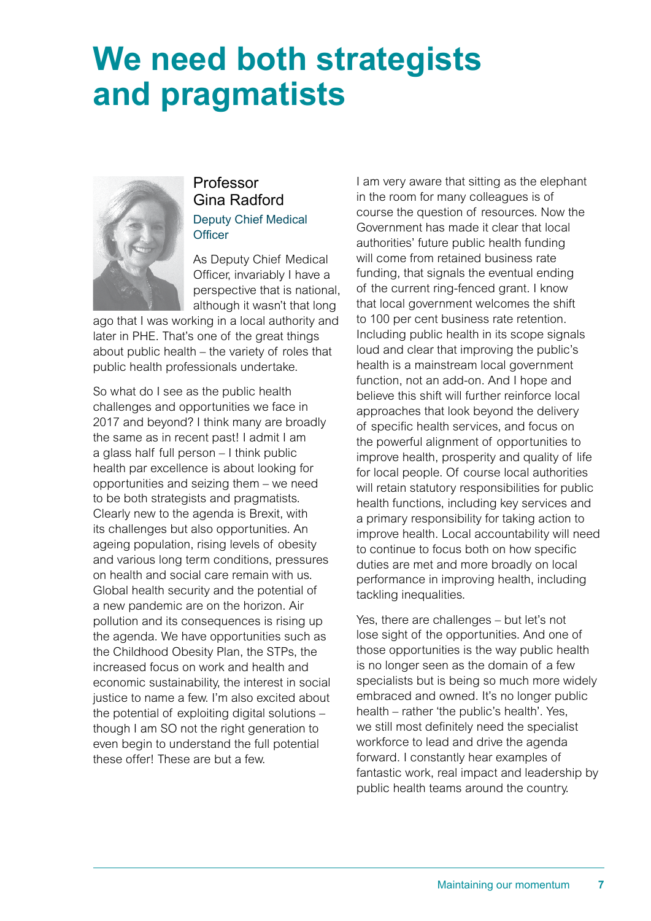# We need both strategists and pragmatists

**Professor Gina Radford**
Deputy Chief Medical Officer

As Deputy Chief Medical Officer, invariably I have a perspective that is national, although it wasn't that long ago that I was working in a local authority and later in PHE. That's one of the great things about public health – the variety of roles that public health professionals undertake.

So what do I see as the public health challenges and opportunities we face in 2017 and beyond? I think many are broadly the same as in recent past! I admit I am a glass half full person – I think public health par excellence is about looking for opportunities and seizing them – we need to be both strategists and pragmatists. Clearly new to the agenda is Brexit, with its challenges but also opportunities. An ageing population, rising levels of obesity and various long term conditions, pressures on health and social care remain with us. Global health security and the potential of a new pandemic are on the horizon. Air pollution and its consequences is rising up the agenda. We have opportunities such as the Childhood Obesity Plan, the STPs, the increased focus on work and health and economic sustainability, the interest in social justice to name a few. I'm also excited about the potential of exploiting digital solutions – though I am SO not the right generation to even begin to understand the full potential these offer! These are but a few.

I am very aware that sitting as the elephant in the room for many colleagues is of course the question of resources. Now the Government has made it clear that local authorities' future public health funding will come from retained business rate funding, that signals the eventual ending of the current ring-fenced grant. I know that local government welcomes the shift to 100 per cent business rate retention. Including public health in its scope signals loud and clear that improving the public's health is a mainstream local government function, not an add-on. And I hope and believe this shift will further reinforce local approaches that look beyond the delivery of specific health services, and focus on the powerful alignment of opportunities to improve health, prosperity and quality of life for local people. Of course local authorities will retain statutory responsibilities for public health functions, including key services and a primary responsibility for taking action to improve health. Local accountability will need to continue to focus both on how specific duties are met and more broadly on local performance in improving health, including tackling inequalities.

Yes, there are challenges – but let's not lose sight of the opportunities. And one of those opportunities is the way public health is no longer seen as the domain of a few specialists but is being so much more widely embraced and owned. It's no longer public health – rather 'the public's health'. Yes, we still most definitely need the specialist workforce to lead and drive the agenda forward. I constantly hear examples of fantastic work, real impact and leadership by public health teams around the country.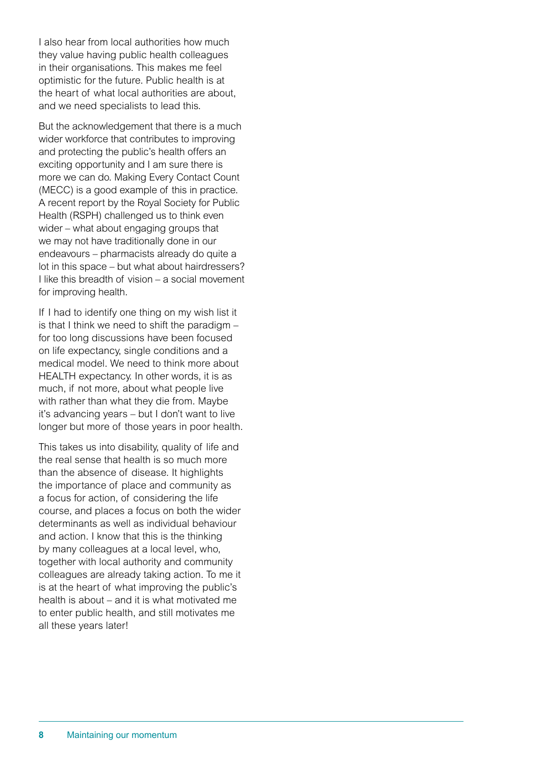I also hear from local authorities how much they value having public health colleagues in their organisations. This makes me feel optimistic for the future. Public health is at the heart of what local authorities are about, and we need specialists to lead this.

But the acknowledgement that there is a much wider workforce that contributes to improving and protecting the public's health offers an exciting opportunity and I am sure there is more we can do. Making Every Contact Count (MECC) is a good example of this in practice. A recent report by the Royal Society for Public Health (RSPH) challenged us to think even wider – what about engaging groups that we may not have traditionally done in our endeavours – pharmacists already do quite a lot in this space – but what about hairdressers? I like this breadth of vision – a social movement for improving health.

If I had to identify one thing on my wish list it is that I think we need to shift the paradigm – for too long discussions have been focused on life expectancy, single conditions and a medical model. We need to think more about HEALTH expectancy. In other words, it is as much, if not more, about what people live with rather than what they die from. Maybe it's advancing years – but I don't want to live longer but more of those years in poor health.

This takes us into disability, quality of life and the real sense that health is so much more than the absence of disease. It highlights the importance of place and community as a focus for action, of considering the life course, and places a focus on both the wider determinants as well as individual behaviour and action. I know that this is the thinking by many colleagues at a local level, who, together with local authority and community colleagues are already taking action. To me it is at the heart of what improving the public's health is about – and it is what motivated me to enter public health, and still motivates me all these years later!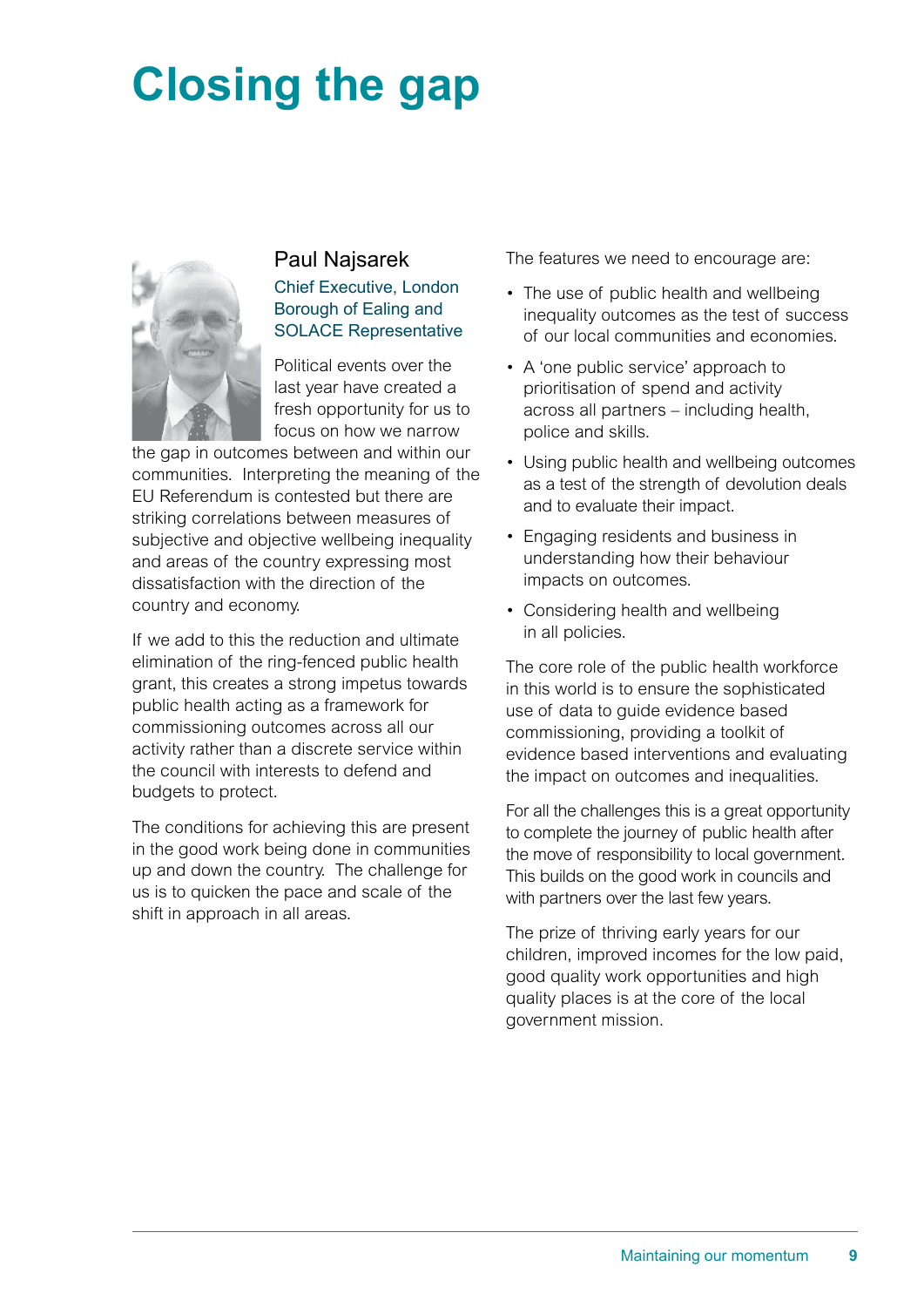# Closing the gap

## Paul Najsarek

Chief Executive, London Borough of Ealing and SOLACE Representative

Political events over the last year have created a fresh opportunity for us to focus on how we narrow the gap in outcomes between and within our communities. Interpreting the meaning of the EU Referendum is contested but there are striking correlations between measures of subjective and objective wellbeing inequality and areas of the country expressing most dissatisfaction with the direction of the country and economy.

If we add to this the reduction and ultimate elimination of the ring-fenced public health grant, this creates a strong impetus towards public health acting as a framework for commissioning outcomes across all our activity rather than a discrete service within the council with interests to defend and budgets to protect.

The conditions for achieving this are present in the good work being done in communities up and down the country. The challenge for us is to quicken the pace and scale of the shift in approach in all areas.

The features we need to encourage are:

- The use of public health and wellbeing inequality outcomes as the test of success of our local communities and economies.
- A 'one public service' approach to prioritisation of spend and activity across all partners – including health, police and skills.
- Using public health and wellbeing outcomes as a test of the strength of devolution deals and to evaluate their impact.
- Engaging residents and business in understanding how their behaviour impacts on outcomes.
- Considering health and wellbeing in all policies.

The core role of the public health workforce in this world is to ensure the sophisticated use of data to guide evidence based commissioning, providing a toolkit of evidence based interventions and evaluating the impact on outcomes and inequalities.

For all the challenges this is a great opportunity to complete the journey of public health after the move of responsibility to local government. This builds on the good work in councils and with partners over the last few years.

The prize of thriving early years for our children, improved incomes for the low paid, good quality work opportunities and high quality places is at the core of the local government mission.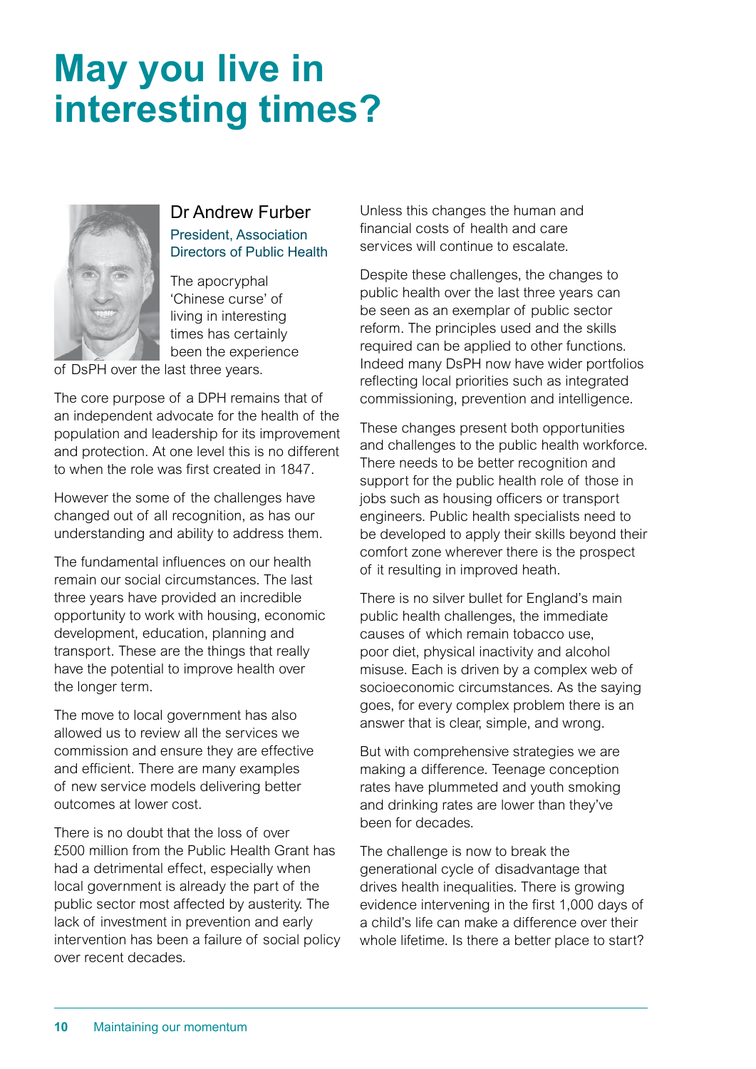# May you live in interesting times?

**Dr Andrew Furber**

President, Association Directors of Public Health

The apocryphal 'Chinese curse' of living in interesting times has certainly been the experience of DsPH over the last three years.

The core purpose of a DPH remains that of an independent advocate for the health of the population and leadership for its improvement and protection. At one level this is no different to when the role was first created in 1847.

However the some of the challenges have changed out of all recognition, as has our understanding and ability to address them.

The fundamental influences on our health remain our social circumstances. The last three years have provided an incredible opportunity to work with housing, economic development, education, planning and transport. These are the things that really have the potential to improve health over the longer term.

The move to local government has also allowed us to review all the services we commission and ensure they are effective and efficient. There are many examples of new service models delivering better outcomes at lower cost.

There is no doubt that the loss of over £500 million from the Public Health Grant has had a detrimental effect, especially when local government is already the part of the public sector most affected by austerity. The lack of investment in prevention and early intervention has been a failure of social policy over recent decades. Unless this changes the human and financial costs of health and care services will continue to escalate.

Despite these challenges, the changes to public health over the last three years can be seen as an exemplar of public sector reform. The principles used and the skills required can be applied to other functions. Indeed many DsPH now have wider portfolios reflecting local priorities such as integrated commissioning, prevention and intelligence.

These changes present both opportunities and challenges to the public health workforce. There needs to be better recognition and support for the public health role of those in jobs such as housing officers or transport engineers. Public health specialists need to be developed to apply their skills beyond their comfort zone wherever there is the prospect of it resulting in improved heath.

There is no silver bullet for England's main public health challenges, the immediate causes of which remain tobacco use, poor diet, physical inactivity and alcohol misuse. Each is driven by a complex web of socioeconomic circumstances. As the saying goes, for every complex problem there is an answer that is clear, simple, and wrong.

But with comprehensive strategies we are making a difference. Teenage conception rates have plummeted and youth smoking and drinking rates are lower than they've been for decades.

The challenge is now to break the generational cycle of disadvantage that drives health inequalities. There is growing evidence intervening in the first 1,000 days of a child's life can make a difference over their whole lifetime. Is there a better place to start?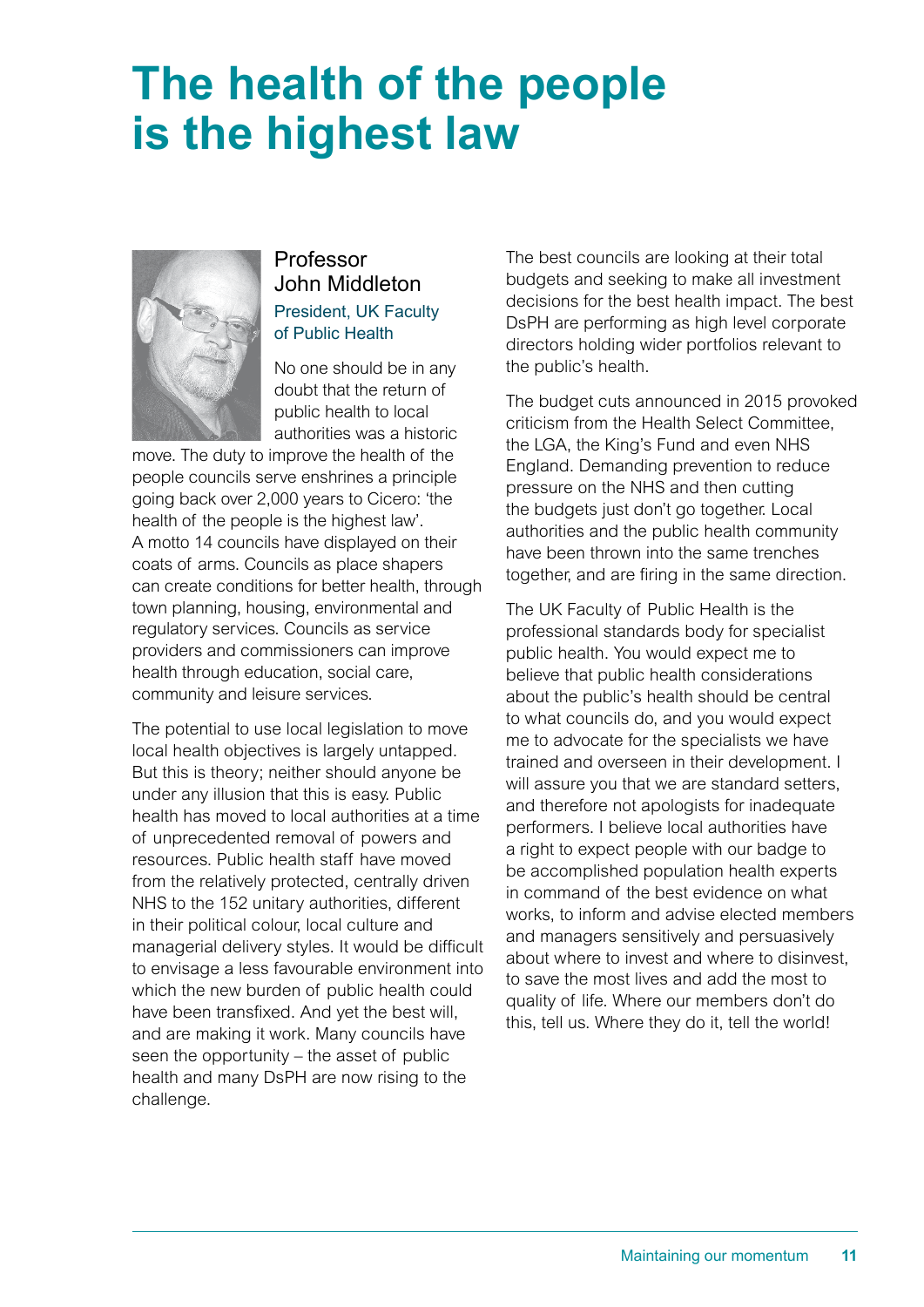# The health of the people is the highest law

**Professor John Middleton**
President, UK Faculty of Public Health

No one should be in any doubt that the return of public health to local authorities was a historic move. The duty to improve the health of the people councils serve enshrines a principle going back over 2,000 years to Cicero: 'the health of the people is the highest law'. A motto 14 councils have displayed on their coats of arms. Councils as place shapers can create conditions for better health, through town planning, housing, environmental and regulatory services. Councils as service providers and commissioners can improve health through education, social care, community and leisure services.

The potential to use local legislation to move local health objectives is largely untapped. But this is theory; neither should anyone be under any illusion that this is easy. Public health has moved to local authorities at a time of unprecedented removal of powers and resources. Public health staff have moved from the relatively protected, centrally driven NHS to the 152 unitary authorities, different in their political colour, local culture and managerial delivery styles. It would be difficult to envisage a less favourable environment into which the new burden of public health could have been transfixed. And yet the best will, and are making it work. Many councils have seen the opportunity – the asset of public health and many DsPH are now rising to the challenge.

The best councils are looking at their total budgets and seeking to make all investment decisions for the best health impact. The best DsPH are performing as high level corporate directors holding wider portfolios relevant to the public's health.

The budget cuts announced in 2015 provoked criticism from the Health Select Committee, the LGA, the King's Fund and even NHS England. Demanding prevention to reduce pressure on the NHS and then cutting the budgets just don't go together. Local authorities and the public health community have been thrown into the same trenches together, and are firing in the same direction.

The UK Faculty of Public Health is the professional standards body for specialist public health. You would expect me to believe that public health considerations about the public's health should be central to what councils do, and you would expect me to advocate for the specialists we have trained and overseen in their development. I will assure you that we are standard setters, and therefore not apologists for inadequate performers. I believe local authorities have a right to expect people with our badge to be accomplished population health experts in command of the best evidence on what works, to inform and advise elected members and managers sensitively and persuasively about where to invest and where to disinvest, to save the most lives and add the most to quality of life. Where our members don't do this, tell us. Where they do it, tell the world!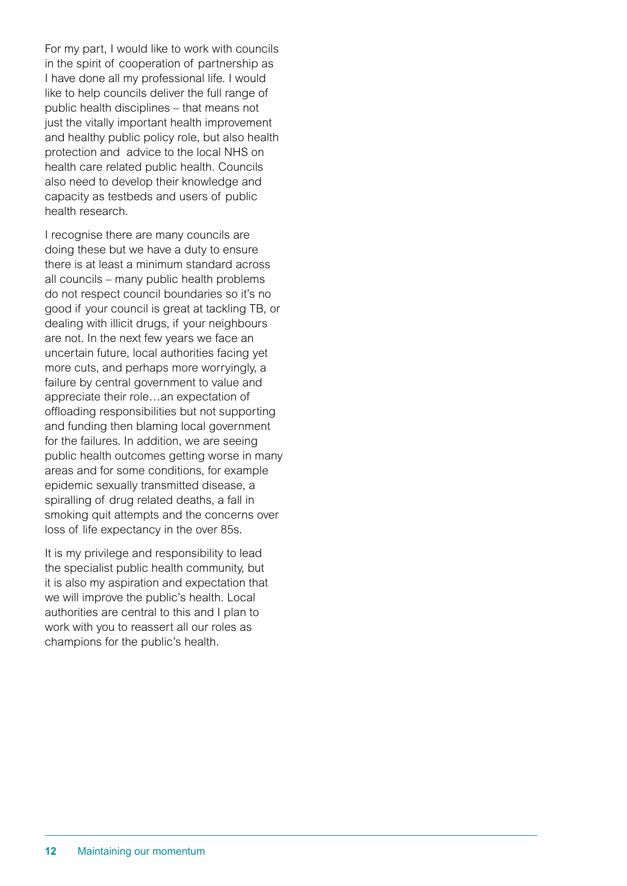For my part, I would like to work with councils in the spirit of cooperation of partnership as I have done all my professional life. I would like to help councils deliver the full range of public health disciplines – that means not just the vitally important health improvement and healthy public policy role, but also health protection and advice to the local NHS on health care related public health. Councils also need to develop their knowledge and capacity as testbeds and users of public health research.

I recognise there are many councils are doing these but we have a duty to ensure there is at least a minimum standard across all councils – many public health problems do not respect council boundaries so it's no good if your council is great at tackling TB, or dealing with illicit drugs, if your neighbours are not. In the next few years we face an uncertain future, local authorities facing yet more cuts, and perhaps more worryingly, a failure by central government to value and appreciate their role…an expectation of offloading responsibilities but not supporting and funding then blaming local government for the failures. In addition, we are seeing public health outcomes getting worse in many areas and for some conditions, for example epidemic sexually transmitted disease, a spiralling of drug related deaths, a fall in smoking quit attempts and the concerns over loss of life expectancy in the over 85s.

It is my privilege and responsibility to lead the specialist public health community, but it is also my aspiration and expectation that we will improve the public's health. Local authorities are central to this and I plan to work with you to reassert all our roles as champions for the public's health.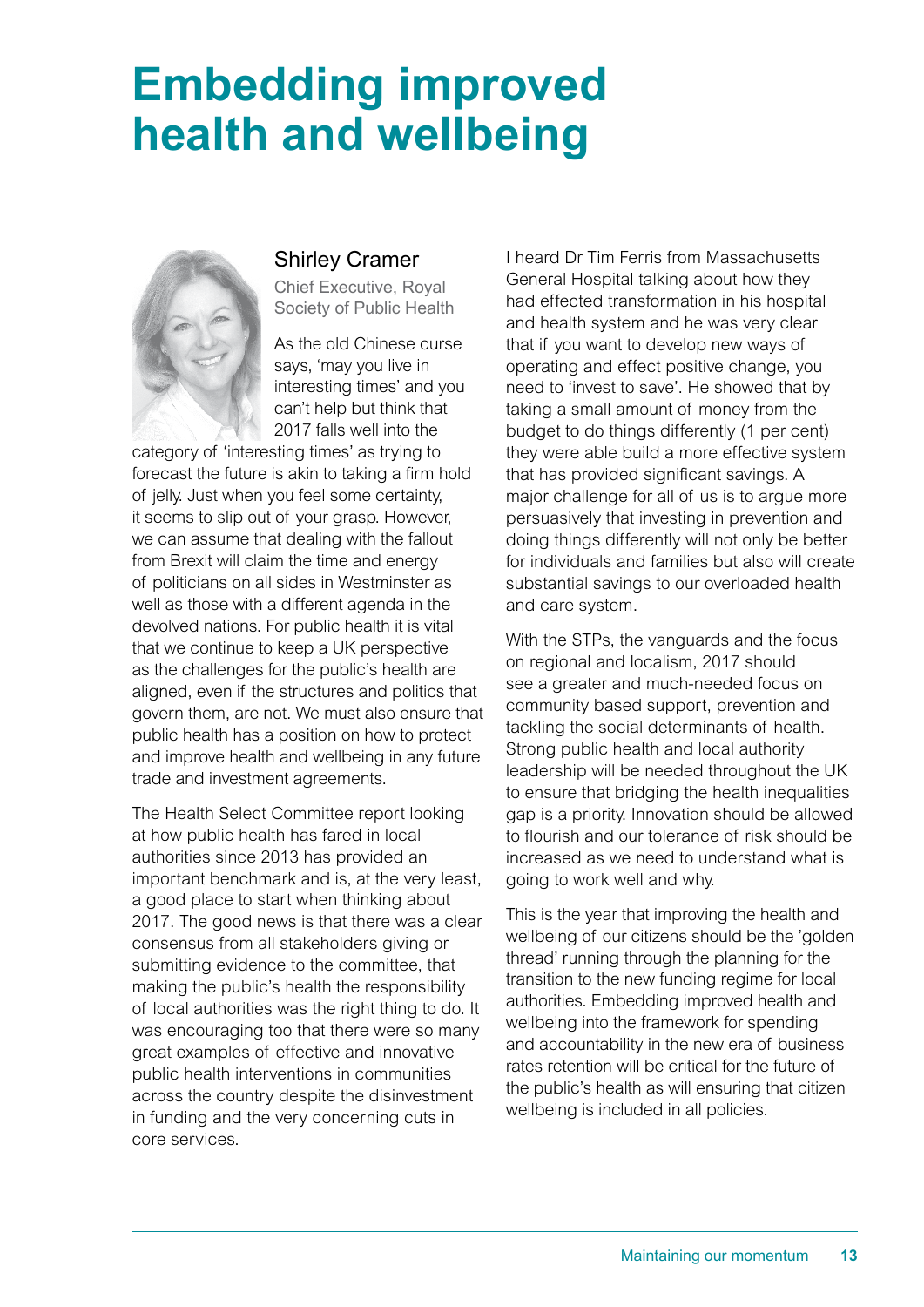# Embedding improved health and wellbeing

## Shirley Cramer

Chief Executive, Royal Society of Public Health

As the old Chinese curse says, 'may you live in interesting times' and you can't help but think that 2017 falls well into the category of 'interesting times' as trying to forecast the future is akin to taking a firm hold of jelly. Just when you feel some certainty, it seems to slip out of your grasp. However, we can assume that dealing with the fallout from Brexit will claim the time and energy of politicians on all sides in Westminster as well as those with a different agenda in the devolved nations. For public health it is vital that we continue to keep a UK perspective as the challenges for the public's health are aligned, even if the structures and politics that govern them, are not. We must also ensure that public health has a position on how to protect and improve health and wellbeing in any future trade and investment agreements.

The Health Select Committee report looking at how public health has fared in local authorities since 2013 has provided an important benchmark and is, at the very least, a good place to start when thinking about 2017. The good news is that there was a clear consensus from all stakeholders giving or submitting evidence to the committee, that making the public's health the responsibility of local authorities was the right thing to do. It was encouraging too that there were so many great examples of effective and innovative public health interventions in communities across the country despite the disinvestment in funding and the very concerning cuts in core services.

I heard Dr Tim Ferris from Massachusetts General Hospital talking about how they had effected transformation in his hospital and health system and he was very clear that if you want to develop new ways of operating and effect positive change, you need to 'invest to save'. He showed that by taking a small amount of money from the budget to do things differently (1 per cent) they were able build a more effective system that has provided significant savings. A major challenge for all of us is to argue more persuasively that investing in prevention and doing things differently will not only be better for individuals and families but also will create substantial savings to our overloaded health and care system.

With the STPs, the vanguards and the focus on regional and localism, 2017 should see a greater and much-needed focus on community based support, prevention and tackling the social determinants of health. Strong public health and local authority leadership will be needed throughout the UK to ensure that bridging the health inequalities gap is a priority. Innovation should be allowed to flourish and our tolerance of risk should be increased as we need to understand what is going to work well and why.

This is the year that improving the health and wellbeing of our citizens should be the 'golden thread' running through the planning for the transition to the new funding regime for local authorities. Embedding improved health and wellbeing into the framework for spending and accountability in the new era of business rates retention will be critical for the future of the public's health as will ensuring that citizen wellbeing is included in all policies.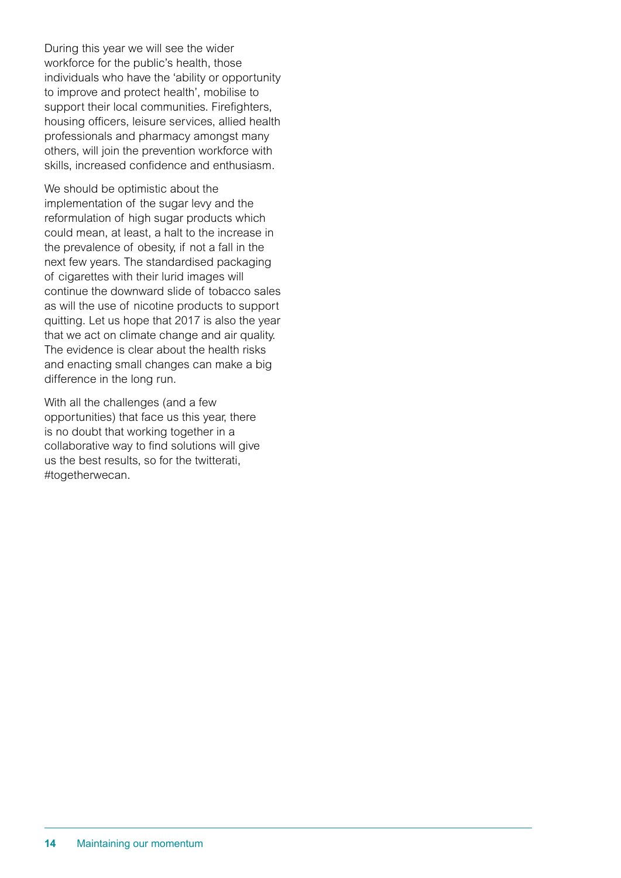During this year we will see the wider workforce for the public's health, those individuals who have the 'ability or opportunity to improve and protect health', mobilise to support their local communities. Firefighters, housing officers, leisure services, allied health professionals and pharmacy amongst many others, will join the prevention workforce with skills, increased confidence and enthusiasm.

We should be optimistic about the implementation of the sugar levy and the reformulation of high sugar products which could mean, at least, a halt to the increase in the prevalence of obesity, if not a fall in the next few years. The standardised packaging of cigarettes with their lurid images will continue the downward slide of tobacco sales as will the use of nicotine products to support quitting. Let us hope that 2017 is also the year that we act on climate change and air quality. The evidence is clear about the health risks and enacting small changes can make a big difference in the long run.

With all the challenges (and a few opportunities) that face us this year, there is no doubt that working together in a collaborative way to find solutions will give us the best results, so for the twitterati, #togetherwecan.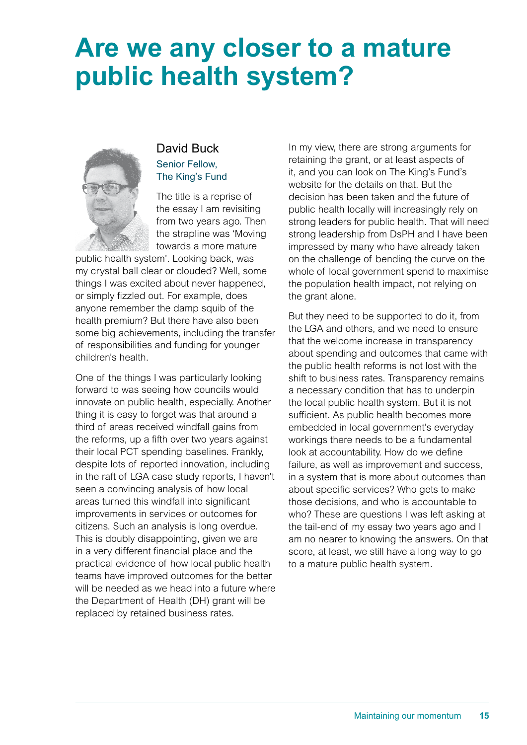# Are we any closer to a mature public health system?

David Buck

Senior Fellow, The King's Fund

The title is a reprise of the essay I am revisiting from two years ago. Then the strapline was 'Moving towards a more mature public health system'. Looking back, was my crystal ball clear or clouded? Well, some things I was excited about never happened, or simply fizzled out. For example, does anyone remember the damp squib of the health premium? But there have also been some big achievements, including the transfer of responsibilities and funding for younger children's health.

One of the things I was particularly looking forward to was seeing how councils would innovate on public health, especially. Another thing it is easy to forget was that around a third of areas received windfall gains from the reforms, up a fifth over two years against their local PCT spending baselines. Frankly, despite lots of reported innovation, including in the raft of LGA case study reports, I haven't seen a convincing analysis of how local areas turned this windfall into significant improvements in services or outcomes for citizens. Such an analysis is long overdue. This is doubly disappointing, given we are in a very different financial place and the practical evidence of how local public health teams have improved outcomes for the better will be needed as we head into a future where the Department of Health (DH) grant will be replaced by retained business rates.

In my view, there are strong arguments for retaining the grant, or at least aspects of it, and you can look on The King's Fund's website for the details on that. But the decision has been taken and the future of public health locally will increasingly rely on strong leaders for public health. That will need strong leadership from DsPH and I have been impressed by many who have already taken on the challenge of bending the curve on the whole of local government spend to maximise the population health impact, not relying on the grant alone.

But they need to be supported to do it, from the LGA and others, and we need to ensure that the welcome increase in transparency about spending and outcomes that came with the public health reforms is not lost with the shift to business rates. Transparency remains a necessary condition that has to underpin the local public health system. But it is not sufficient. As public health becomes more embedded in local government's everyday workings there needs to be a fundamental look at accountability. How do we define failure, as well as improvement and success, in a system that is more about outcomes than about specific services? Who gets to make those decisions, and who is accountable to who? These are questions I was left asking at the tail-end of my essay two years ago and I am no nearer to knowing the answers. On that score, at least, we still have a long way to go to a mature public health system.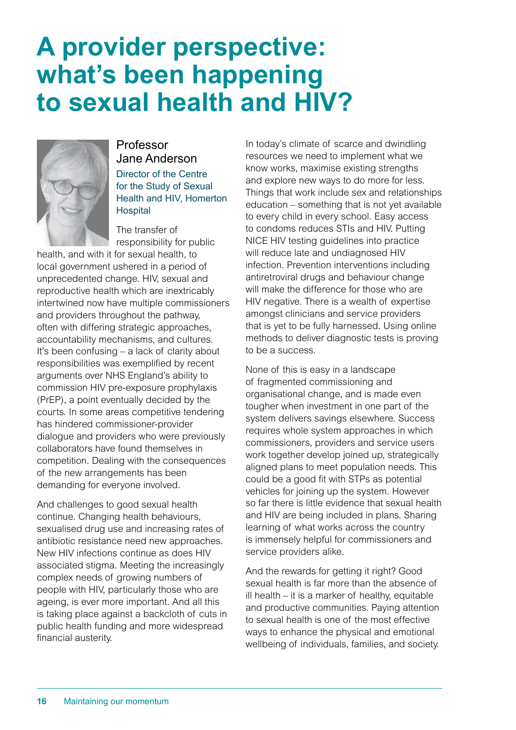# A provider perspective: what's been happening to sexual health and HIV?

**Professor Jane Anderson**

Director of the Centre for the Study of Sexual Health and HIV, Homerton Hospital

The transfer of responsibility for public health, and with it for sexual health, to local government ushered in a period of unprecedented change. HIV, sexual and reproductive health which are inextricably intertwined now have multiple commissioners and providers throughout the pathway, often with differing strategic approaches, accountability mechanisms, and cultures. It's been confusing – a lack of clarity about responsibilities was exemplified by recent arguments over NHS England's ability to commission HIV pre-exposure prophylaxis (PrEP), a point eventually decided by the courts. In some areas competitive tendering has hindered commissioner-provider dialogue and providers who were previously collaborators have found themselves in competition. Dealing with the consequences of the new arrangements has been demanding for everyone involved.

And challenges to good sexual health continue. Changing health behaviours, sexualised drug use and increasing rates of antibiotic resistance need new approaches. New HIV infections continue as does HIV associated stigma. Meeting the increasingly complex needs of growing numbers of people with HIV, particularly those who are ageing, is ever more important. And all this is taking place against a backcloth of cuts in public health funding and more widespread financial austerity.

In today's climate of scarce and dwindling resources we need to implement what we know works, maximise existing strengths and explore new ways to do more for less. Things that work include sex and relationships education – something that is not yet available to every child in every school. Easy access to condoms reduces STIs and HIV. Putting NICE HIV testing guidelines into practice will reduce late and undiagnosed HIV infection. Prevention interventions including antiretroviral drugs and behaviour change will make the difference for those who are HIV negative. There is a wealth of expertise amongst clinicians and service providers that is yet to be fully harnessed. Using online methods to deliver diagnostic tests is proving to be a success.

None of this is easy in a landscape of fragmented commissioning and organisational change, and is made even tougher when investment in one part of the system delivers savings elsewhere. Success requires whole system approaches in which commissioners, providers and service users work together develop joined up, strategically aligned plans to meet population needs. This could be a good fit with STPs as potential vehicles for joining up the system. However so far there is little evidence that sexual health and HIV are being included in plans. Sharing learning of what works across the country is immensely helpful for commissioners and service providers alike.

And the rewards for getting it right? Good sexual health is far more than the absence of ill health – it is a marker of healthy, equitable and productive communities. Paying attention to sexual health is one of the most effective ways to enhance the physical and emotional wellbeing of individuals, families, and society.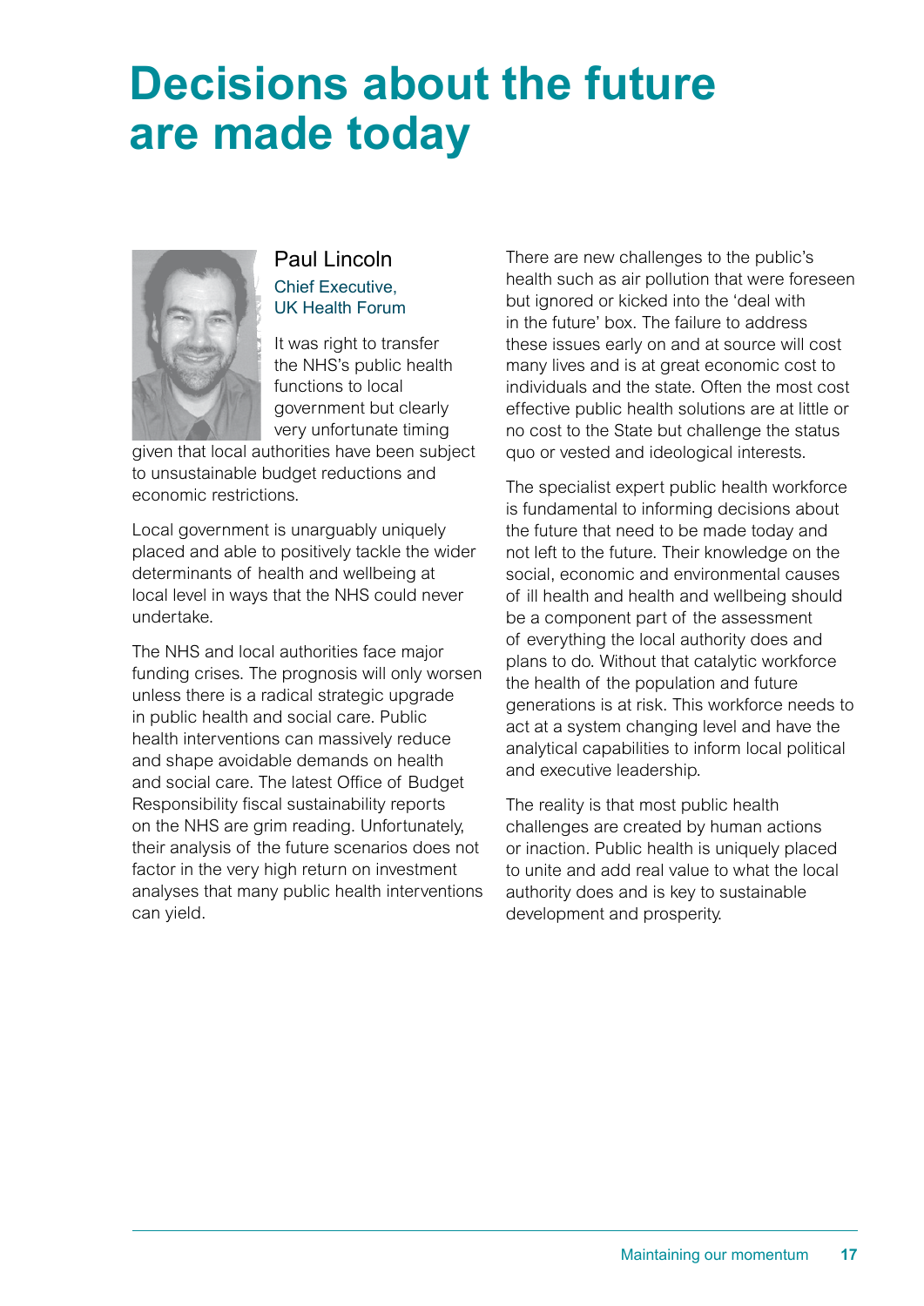# Decisions about the future are made today

**Paul Lincoln**
Chief Executive, UK Health Forum

It was right to transfer the NHS's public health functions to local government but clearly very unfortunate timing given that local authorities have been subject to unsustainable budget reductions and economic restrictions.

Local government is unarguably uniquely placed and able to positively tackle the wider determinants of health and wellbeing at local level in ways that the NHS could never undertake.

The NHS and local authorities face major funding crises. The prognosis will only worsen unless there is a radical strategic upgrade in public health and social care. Public health interventions can massively reduce and shape avoidable demands on health and social care. The latest Office of Budget Responsibility fiscal sustainability reports on the NHS are grim reading. Unfortunately, their analysis of the future scenarios does not factor in the very high return on investment analyses that many public health interventions can yield.

There are new challenges to the public's health such as air pollution that were foreseen but ignored or kicked into the 'deal with in the future' box. The failure to address these issues early on and at source will cost many lives and is at great economic cost to individuals and the state. Often the most cost effective public health solutions are at little or no cost to the State but challenge the status quo or vested and ideological interests.

The specialist expert public health workforce is fundamental to informing decisions about the future that need to be made today and not left to the future. Their knowledge on the social, economic and environmental causes of ill health and health and wellbeing should be a component part of the assessment of everything the local authority does and plans to do. Without that catalytic workforce the health of the population and future generations is at risk. This workforce needs to act at a system changing level and have the analytical capabilities to inform local political and executive leadership.

The reality is that most public health challenges are created by human actions or inaction. Public health is uniquely placed to unite and add real value to what the local authority does and is key to sustainable development and prosperity.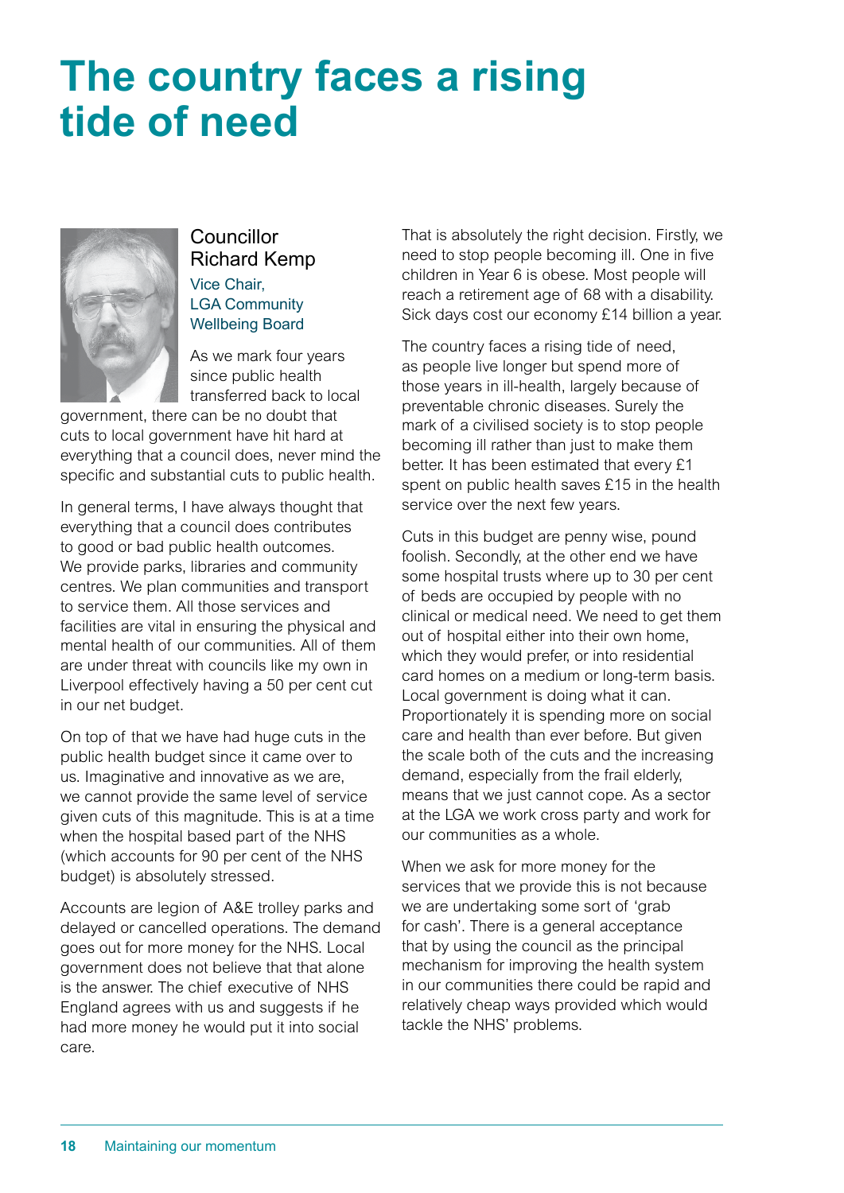# The country faces a rising tide of need

**Councillor Richard Kemp**
Vice Chair, LGA Community Wellbeing Board

As we mark four years since public health transferred back to local government, there can be no doubt that cuts to local government have hit hard at everything that a council does, never mind the specific and substantial cuts to public health.

In general terms, I have always thought that everything that a council does contributes to good or bad public health outcomes. We provide parks, libraries and community centres. We plan communities and transport to service them. All those services and facilities are vital in ensuring the physical and mental health of our communities. All of them are under threat with councils like my own in Liverpool effectively having a 50 per cent cut in our net budget.

On top of that we have had huge cuts in the public health budget since it came over to us. Imaginative and innovative as we are, we cannot provide the same level of service given cuts of this magnitude. This is at a time when the hospital based part of the NHS (which accounts for 90 per cent of the NHS budget) is absolutely stressed.

Accounts are legion of A&E trolley parks and delayed or cancelled operations. The demand goes out for more money for the NHS. Local government does not believe that that alone is the answer. The chief executive of NHS England agrees with us and suggests if he had more money he would put it into social care.

That is absolutely the right decision. Firstly, we need to stop people becoming ill. One in five children in Year 6 is obese. Most people will reach a retirement age of 68 with a disability. Sick days cost our economy £14 billion a year.

The country faces a rising tide of need, as people live longer but spend more of those years in ill-health, largely because of preventable chronic diseases. Surely the mark of a civilised society is to stop people becoming ill rather than just to make them better. It has been estimated that every £1 spent on public health saves £15 in the health service over the next few years.

Cuts in this budget are penny wise, pound foolish. Secondly, at the other end we have some hospital trusts where up to 30 per cent of beds are occupied by people with no clinical or medical need. We need to get them out of hospital either into their own home, which they would prefer, or into residential card homes on a medium or long-term basis. Local government is doing what it can. Proportionately it is spending more on social care and health than ever before. But given the scale both of the cuts and the increasing demand, especially from the frail elderly, means that we just cannot cope. As a sector at the LGA we work cross party and work for our communities as a whole.

When we ask for more money for the services that we provide this is not because we are undertaking some sort of 'grab for cash'. There is a general acceptance that by using the council as the principal mechanism for improving the health system in our communities there could be rapid and relatively cheap ways provided which would tackle the NHS' problems.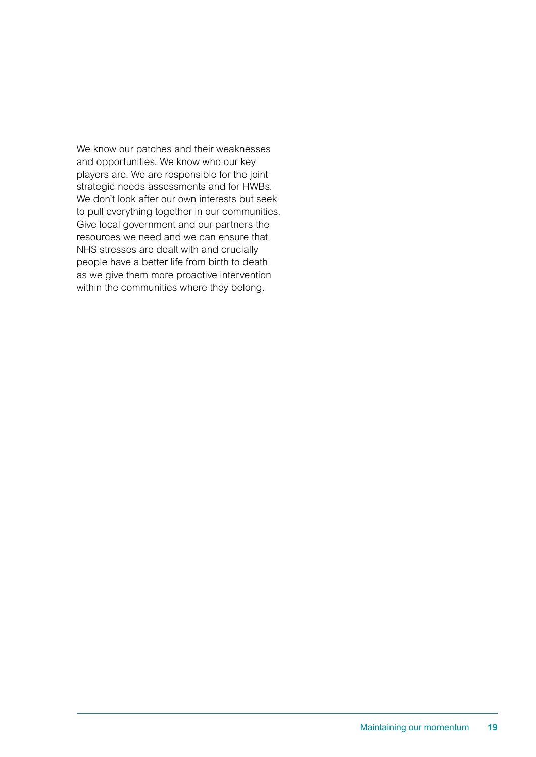We know our patches and their weaknesses and opportunities. We know who our key players are. We are responsible for the joint strategic needs assessments and for HWBs. We don't look after our own interests but seek to pull everything together in our communities. Give local government and our partners the resources we need and we can ensure that NHS stresses are dealt with and crucially people have a better life from birth to death as we give them more proactive intervention within the communities where they belong.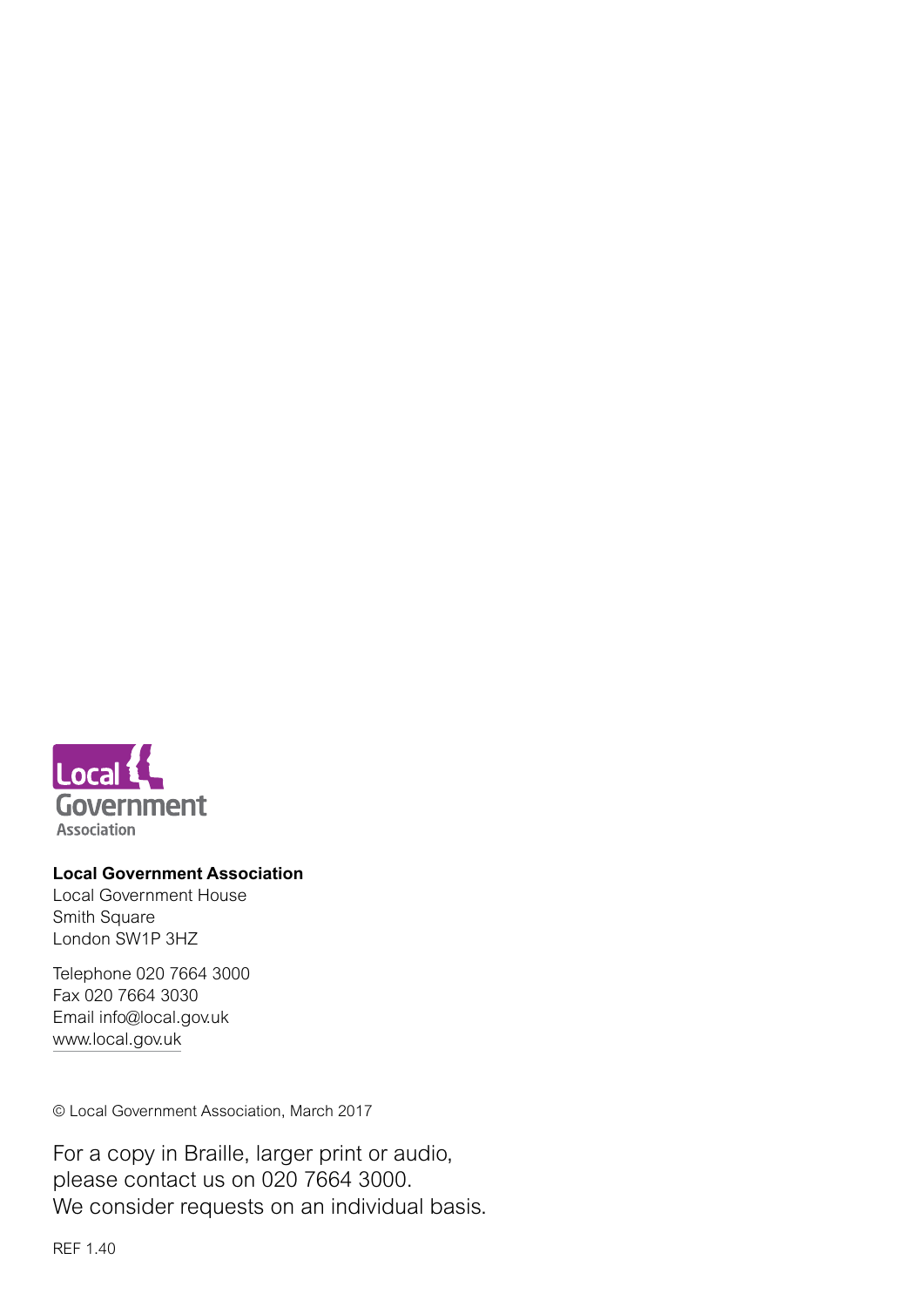Local Government Association

**Local Government Association**
Local Government House
Smith Square
London SW1P 3HZ

Telephone 020 7664 3000
Fax 020 7664 3030
Email info@local.gov.uk
www.local.gov.uk

© Local Government Association, March 2017

For a copy in Braille, larger print or audio, please contact us on 020 7664 3000. We consider requests on an individual basis.

REF 1.40